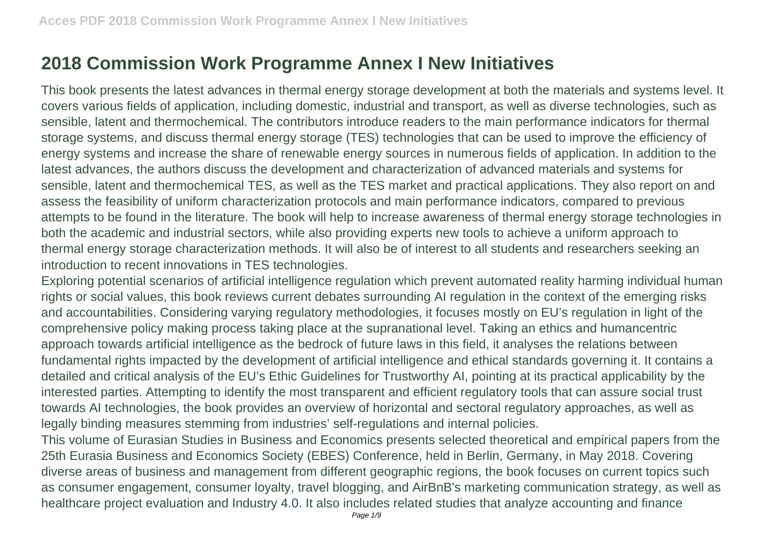# 2018 Commission Work Programme Annex I New Initiatives

This book presents the latest advances in thermal energy storage development at both the materials and systems level. It covers various fields of application, including domestic, industrial and transport, as well as diverse technologies, such as sensible, latent and thermochemical. The contributors introduce readers to the main performance indicators for thermal storage systems, and discuss thermal energy storage (TES) technologies that can be used to improve the efficiency of energy systems and increase the share of renewable energy sources in numerous fields of application. In addition to the latest advances, the authors discuss the development and characterization of advanced materials and systems for sensible, latent and thermochemical TES, as well as the TES market and practical applications. They also report on and assess the feasibility of uniform characterization protocols and main performance indicators, compared to previous attempts to be found in the literature. The book will help to increase awareness of thermal energy storage technologies in both the academic and industrial sectors, while also providing experts new tools to achieve a uniform approach to thermal energy storage characterization methods. It will also be of interest to all students and researchers seeking an introduction to recent innovations in TES technologies.

Exploring potential scenarios of artificial intelligence regulation which prevent automated reality harming individual human rights or social values, this book reviews current debates surrounding AI regulation in the context of the emerging risks and accountabilities. Considering varying regulatory methodologies, it focuses mostly on EU's regulation in light of the comprehensive policy making process taking place at the supranational level. Taking an ethics and humancentric approach towards artificial intelligence as the bedrock of future laws in this field, it analyses the relations between fundamental rights impacted by the development of artificial intelligence and ethical standards governing it. It contains a detailed and critical analysis of the EU's Ethic Guidelines for Trustworthy AI, pointing at its practical applicability by the interested parties. Attempting to identify the most transparent and efficient regulatory tools that can assure social trust towards AI technologies, the book provides an overview of horizontal and sectoral regulatory approaches, as well as legally binding measures stemming from industries' self-regulations and internal policies.

This volume of Eurasian Studies in Business and Economics presents selected theoretical and empirical papers from the 25th Eurasia Business and Economics Society (EBES) Conference, held in Berlin, Germany, in May 2018. Covering diverse areas of business and management from different geographic regions, the book focuses on current topics such as consumer engagement, consumer loyalty, travel blogging, and AirBnB's marketing communication strategy, as well as healthcare project evaluation and Industry 4.0. It also includes related studies that analyze accounting and finance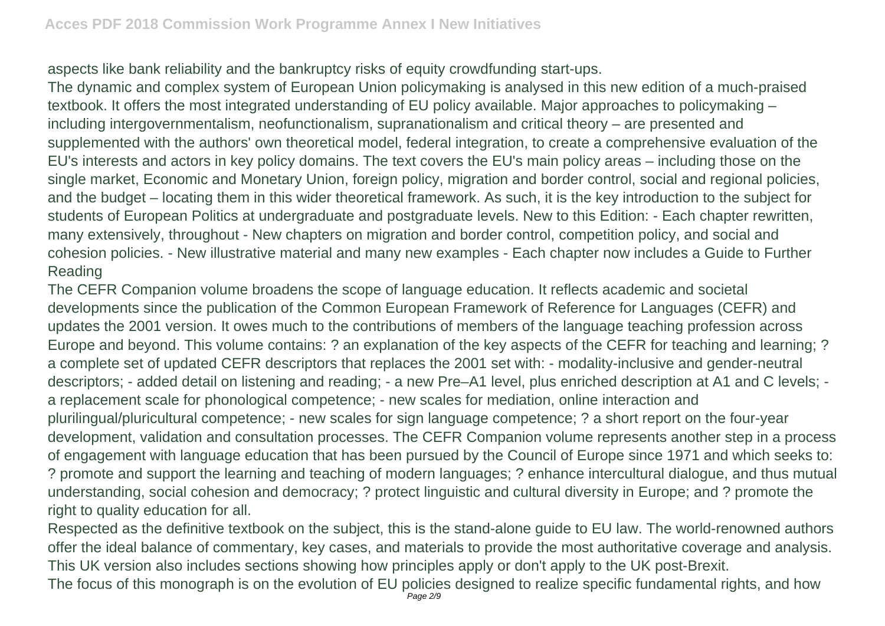aspects like bank reliability and the bankruptcy risks of equity crowdfunding start-ups.

The dynamic and complex system of European Union policymaking is analysed in this new edition of a much-praised textbook. It offers the most integrated understanding of EU policy available. Major approaches to policymaking – including intergovernmentalism, neofunctionalism, supranationalism and critical theory – are presented and supplemented with the authors' own theoretical model, federal integration, to create a comprehensive evaluation of the EU's interests and actors in key policy domains. The text covers the EU's main policy areas – including those on the single market, Economic and Monetary Union, foreign policy, migration and border control, social and regional policies, and the budget – locating them in this wider theoretical framework. As such, it is the key introduction to the subject for students of European Politics at undergraduate and postgraduate levels. New to this Edition: - Each chapter rewritten, many extensively, throughout - New chapters on migration and border control, competition policy, and social and cohesion policies. - New illustrative material and many new examples - Each chapter now includes a Guide to Further Reading

The CEFR Companion volume broadens the scope of language education. It reflects academic and societal developments since the publication of the Common European Framework of Reference for Languages (CEFR) and updates the 2001 version. It owes much to the contributions of members of the language teaching profession across Europe and beyond. This volume contains: ? an explanation of the key aspects of the CEFR for teaching and learning; ? a complete set of updated CEFR descriptors that replaces the 2001 set with: - modality-inclusive and gender-neutral descriptors; - added detail on listening and reading; - a new Pre–A1 level, plus enriched description at A1 and C levels; - a replacement scale for phonological competence; - new scales for mediation, online interaction and plurilingual/pluricultural competence; - new scales for sign language competence; ? a short report on the four-year development, validation and consultation processes. The CEFR Companion volume represents another step in a process of engagement with language education that has been pursued by the Council of Europe since 1971 and which seeks to: ? promote and support the learning and teaching of modern languages; ? enhance intercultural dialogue, and thus mutual understanding, social cohesion and democracy; ? protect linguistic and cultural diversity in Europe; and ? promote the right to quality education for all.

Respected as the definitive textbook on the subject, this is the stand-alone guide to EU law. The world-renowned authors offer the ideal balance of commentary, key cases, and materials to provide the most authoritative coverage and analysis. This UK version also includes sections showing how principles apply or don't apply to the UK post-Brexit.

The focus of this monograph is on the evolution of EU policies designed to realize specific fundamental rights, and how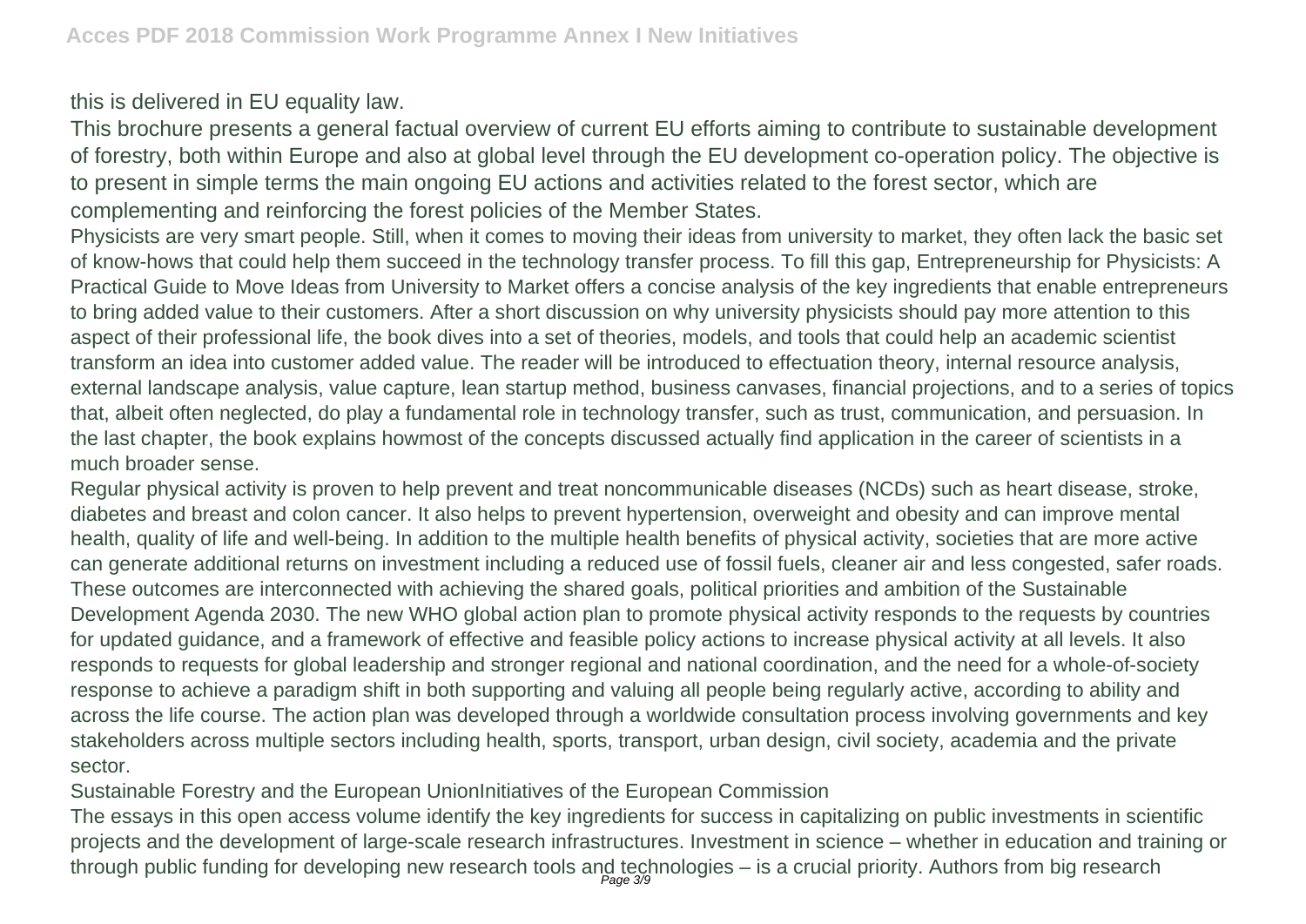this is delivered in EU equality law.

This brochure presents a general factual overview of current EU efforts aiming to contribute to sustainable development of forestry, both within Europe and also at global level through the EU development co-operation policy. The objective is to present in simple terms the main ongoing EU actions and activities related to the forest sector, which are complementing and reinforcing the forest policies of the Member States.

Physicists are very smart people. Still, when it comes to moving their ideas from university to market, they often lack the basic set of know-hows that could help them succeed in the technology transfer process. To fill this gap, Entrepreneurship for Physicists: A Practical Guide to Move Ideas from University to Market offers a concise analysis of the key ingredients that enable entrepreneurs to bring added value to their customers. After a short discussion on why university physicists should pay more attention to this aspect of their professional life, the book dives into a set of theories, models, and tools that could help an academic scientist transform an idea into customer added value. The reader will be introduced to effectuation theory, internal resource analysis, external landscape analysis, value capture, lean startup method, business canvases, financial projections, and to a series of topics that, albeit often neglected, do play a fundamental role in technology transfer, such as trust, communication, and persuasion. In the last chapter, the book explains howmost of the concepts discussed actually find application in the career of scientists in a much broader sense.

Regular physical activity is proven to help prevent and treat noncommunicable diseases (NCDs) such as heart disease, stroke, diabetes and breast and colon cancer. It also helps to prevent hypertension, overweight and obesity and can improve mental health, quality of life and well-being. In addition to the multiple health benefits of physical activity, societies that are more active can generate additional returns on investment including a reduced use of fossil fuels, cleaner air and less congested, safer roads. These outcomes are interconnected with achieving the shared goals, political priorities and ambition of the Sustainable Development Agenda 2030. The new WHO global action plan to promote physical activity responds to the requests by countries for updated guidance, and a framework of effective and feasible policy actions to increase physical activity at all levels. It also responds to requests for global leadership and stronger regional and national coordination, and the need for a whole-of-society response to achieve a paradigm shift in both supporting and valuing all people being regularly active, according to ability and across the life course. The action plan was developed through a worldwide consultation process involving governments and key stakeholders across multiple sectors including health, sports, transport, urban design, civil society, academia and the private sector.

Sustainable Forestry and the European UnionInitiatives of the European Commission

The essays in this open access volume identify the key ingredients for success in capitalizing on public investments in scientific projects and the development of large-scale research infrastructures. Investment in science – whether in education and training or through public funding for developing new research tools and technologies – is a crucial priority. Authors from big research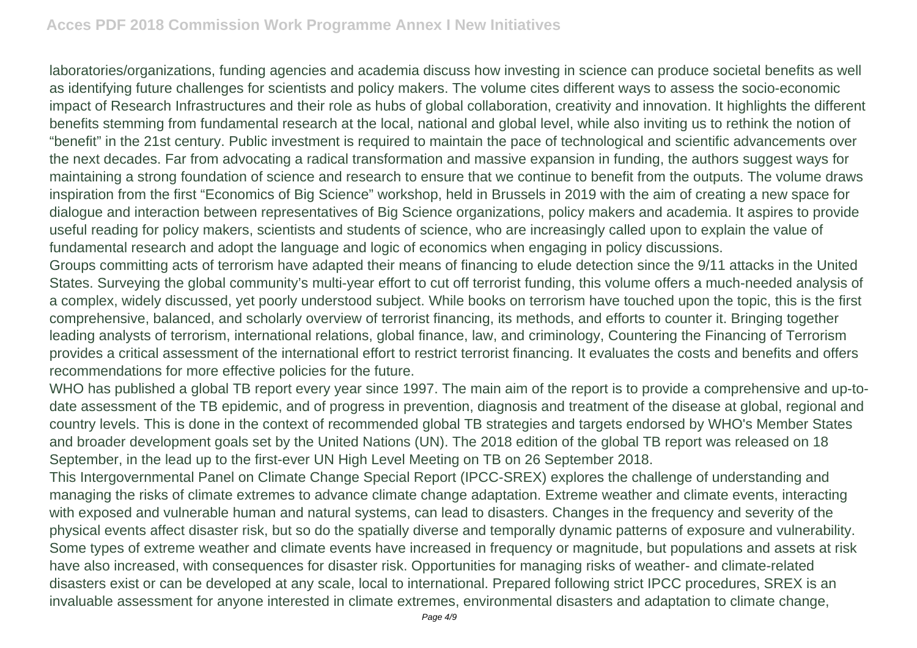laboratories/organizations, funding agencies and academia discuss how investing in science can produce societal benefits as well as identifying future challenges for scientists and policy makers. The volume cites different ways to assess the socio-economic impact of Research Infrastructures and their role as hubs of global collaboration, creativity and innovation. It highlights the different benefits stemming from fundamental research at the local, national and global level, while also inviting us to rethink the notion of "benefit" in the 21st century. Public investment is required to maintain the pace of technological and scientific advancements over the next decades. Far from advocating a radical transformation and massive expansion in funding, the authors suggest ways for maintaining a strong foundation of science and research to ensure that we continue to benefit from the outputs. The volume draws inspiration from the first "Economics of Big Science" workshop, held in Brussels in 2019 with the aim of creating a new space for dialogue and interaction between representatives of Big Science organizations, policy makers and academia. It aspires to provide useful reading for policy makers, scientists and students of science, who are increasingly called upon to explain the value of fundamental research and adopt the language and logic of economics when engaging in policy discussions.

Groups committing acts of terrorism have adapted their means of financing to elude detection since the 9/11 attacks in the United States. Surveying the global community's multi-year effort to cut off terrorist funding, this volume offers a much-needed analysis of a complex, widely discussed, yet poorly understood subject. While books on terrorism have touched upon the topic, this is the first comprehensive, balanced, and scholarly overview of terrorist financing, its methods, and efforts to counter it. Bringing together leading analysts of terrorism, international relations, global finance, law, and criminology, Countering the Financing of Terrorism provides a critical assessment of the international effort to restrict terrorist financing. It evaluates the costs and benefits and offers recommendations for more effective policies for the future.

WHO has published a global TB report every year since 1997. The main aim of the report is to provide a comprehensive and up-to-date assessment of the TB epidemic, and of progress in prevention, diagnosis and treatment of the disease at global, regional and country levels. This is done in the context of recommended global TB strategies and targets endorsed by WHO's Member States and broader development goals set by the United Nations (UN). The 2018 edition of the global TB report was released on 18 September, in the lead up to the first-ever UN High Level Meeting on TB on 26 September 2018.

This Intergovernmental Panel on Climate Change Special Report (IPCC-SREX) explores the challenge of understanding and managing the risks of climate extremes to advance climate change adaptation. Extreme weather and climate events, interacting with exposed and vulnerable human and natural systems, can lead to disasters. Changes in the frequency and severity of the physical events affect disaster risk, but so do the spatially diverse and temporally dynamic patterns of exposure and vulnerability. Some types of extreme weather and climate events have increased in frequency or magnitude, but populations and assets at risk have also increased, with consequences for disaster risk. Opportunities for managing risks of weather- and climate-related disasters exist or can be developed at any scale, local to international. Prepared following strict IPCC procedures, SREX is an invaluable assessment for anyone interested in climate extremes, environmental disasters and adaptation to climate change,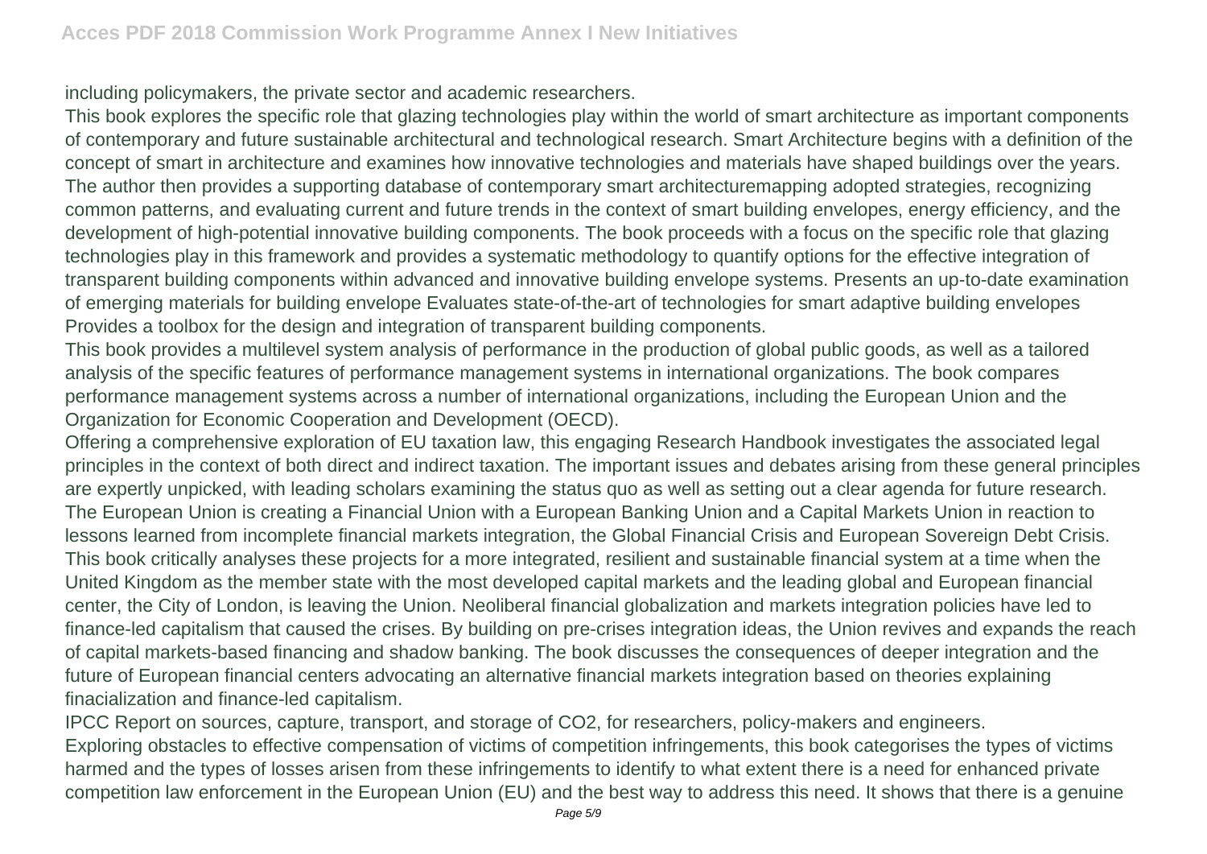including policymakers, the private sector and academic researchers.

This book explores the specific role that glazing technologies play within the world of smart architecture as important components of contemporary and future sustainable architectural and technological research. Smart Architecture begins with a definition of the concept of smart in architecture and examines how innovative technologies and materials have shaped buildings over the years. The author then provides a supporting database of contemporary smart architecturemapping adopted strategies, recognizing common patterns, and evaluating current and future trends in the context of smart building envelopes, energy efficiency, and the development of high-potential innovative building components. The book proceeds with a focus on the specific role that glazing technologies play in this framework and provides a systematic methodology to quantify options for the effective integration of transparent building components within advanced and innovative building envelope systems. Presents an up-to-date examination of emerging materials for building envelope Evaluates state-of-the-art of technologies for smart adaptive building envelopes Provides a toolbox for the design and integration of transparent building components.

This book provides a multilevel system analysis of performance in the production of global public goods, as well as a tailored analysis of the specific features of performance management systems in international organizations. The book compares performance management systems across a number of international organizations, including the European Union and the Organization for Economic Cooperation and Development (OECD).

Offering a comprehensive exploration of EU taxation law, this engaging Research Handbook investigates the associated legal principles in the context of both direct and indirect taxation. The important issues and debates arising from these general principles are expertly unpicked, with leading scholars examining the status quo as well as setting out a clear agenda for future research.

The European Union is creating a Financial Union with a European Banking Union and a Capital Markets Union in reaction to lessons learned from incomplete financial markets integration, the Global Financial Crisis and European Sovereign Debt Crisis. This book critically analyses these projects for a more integrated, resilient and sustainable financial system at a time when the United Kingdom as the member state with the most developed capital markets and the leading global and European financial center, the City of London, is leaving the Union. Neoliberal financial globalization and markets integration policies have led to finance-led capitalism that caused the crises. By building on pre-crises integration ideas, the Union revives and expands the reach of capital markets-based financing and shadow banking. The book discusses the consequences of deeper integration and the future of European financial centers advocating an alternative financial markets integration based on theories explaining finacialization and finance-led capitalism.

IPCC Report on sources, capture, transport, and storage of $CO_2$, for researchers, policy-makers and engineers.

Exploring obstacles to effective compensation of victims of competition infringements, this book categorises the types of victims harmed and the types of losses arisen from these infringements to identify to what extent there is a need for enhanced private competition law enforcement in the European Union (EU) and the best way to address this need. It shows that there is a genuine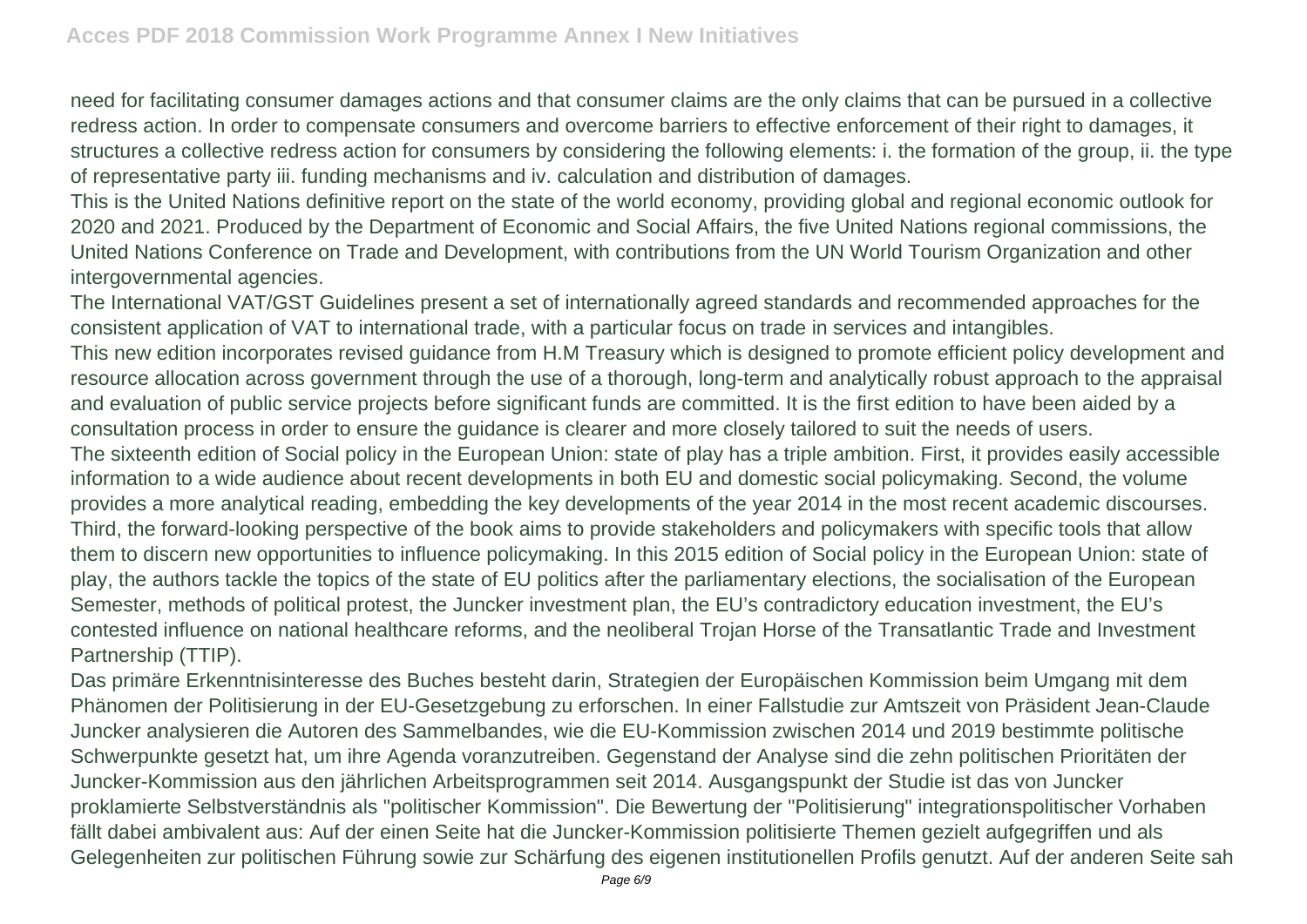need for facilitating consumer damages actions and that consumer claims are the only claims that can be pursued in a collective redress action. In order to compensate consumers and overcome barriers to effective enforcement of their right to damages, it structures a collective redress action for consumers by considering the following elements: i. the formation of the group, ii. the type of representative party iii. funding mechanisms and iv. calculation and distribution of damages.

This is the United Nations definitive report on the state of the world economy, providing global and regional economic outlook for 2020 and 2021. Produced by the Department of Economic and Social Affairs, the five United Nations regional commissions, the United Nations Conference on Trade and Development, with contributions from the UN World Tourism Organization and other intergovernmental agencies.

The International VAT/GST Guidelines present a set of internationally agreed standards and recommended approaches for the consistent application of VAT to international trade, with a particular focus on trade in services and intangibles.

This new edition incorporates revised guidance from H.M Treasury which is designed to promote efficient policy development and resource allocation across government through the use of a thorough, long-term and analytically robust approach to the appraisal and evaluation of public service projects before significant funds are committed. It is the first edition to have been aided by a consultation process in order to ensure the guidance is clearer and more closely tailored to suit the needs of users.

The sixteenth edition of Social policy in the European Union: state of play has a triple ambition. First, it provides easily accessible information to a wide audience about recent developments in both EU and domestic social policymaking. Second, the volume provides a more analytical reading, embedding the key developments of the year 2014 in the most recent academic discourses. Third, the forward-looking perspective of the book aims to provide stakeholders and policymakers with specific tools that allow them to discern new opportunities to influence policymaking. In this 2015 edition of Social policy in the European Union: state of play, the authors tackle the topics of the state of EU politics after the parliamentary elections, the socialisation of the European Semester, methods of political protest, the Juncker investment plan, the EU's contradictory education investment, the EU's contested influence on national healthcare reforms, and the neoliberal Trojan Horse of the Transatlantic Trade and Investment Partnership (TTIP).

Das primäre Erkenntnisinteresse des Buches besteht darin, Strategien der Europäischen Kommission beim Umgang mit dem Phänomen der Politisierung in der EU-Gesetzgebung zu erforschen. In einer Fallstudie zur Amtszeit von Präsident Jean-Claude Juncker analysieren die Autoren des Sammelbandes, wie die EU-Kommission zwischen 2014 und 2019 bestimmte politische Schwerpunkte gesetzt hat, um ihre Agenda voranzutreiben. Gegenstand der Analyse sind die zehn politischen Prioritäten der Juncker-Kommission aus den jährlichen Arbeitsprogrammen seit 2014. Ausgangspunkt der Studie ist das von Juncker proklamierte Selbstverständnis als "politischer Kommission". Die Bewertung der "Politisierung" integrationspolitischer Vorhaben fällt dabei ambivalent aus: Auf der einen Seite hat die Juncker-Kommission politisierte Themen gezielt aufgegriffen und als Gelegenheiten zur politischen Führung sowie zur Schärfung des eigenen institutionellen Profils genutzt. Auf der anderen Seite sah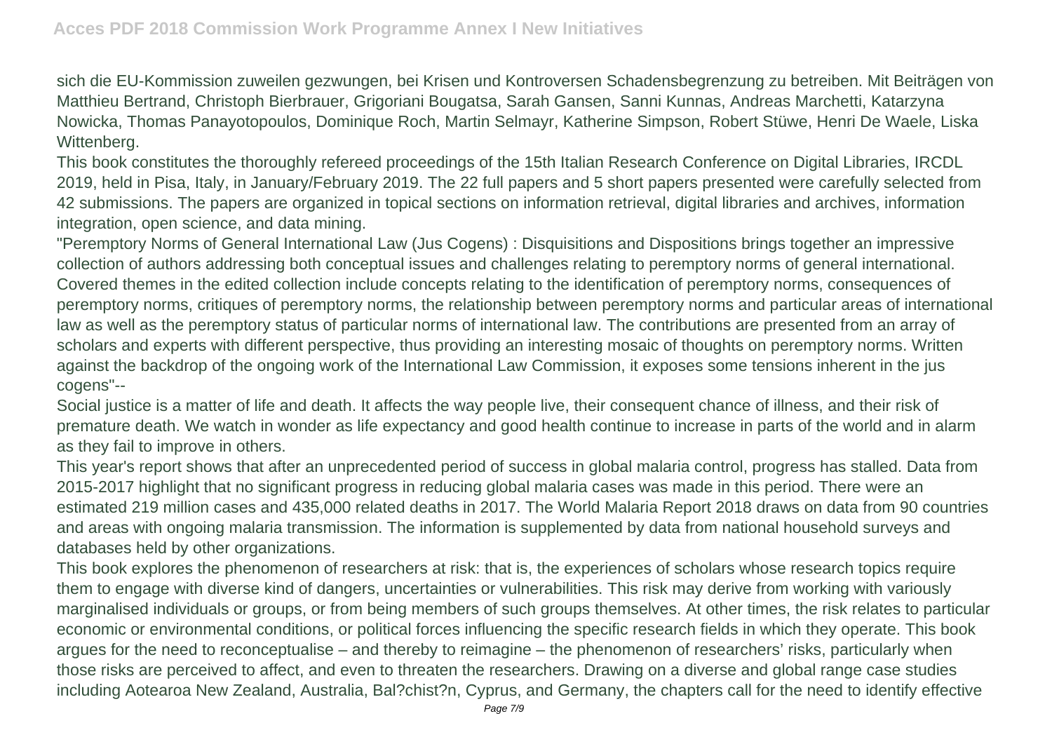sich die EU-Kommission zuweilen gezwungen, bei Krisen und Kontroversen Schadensbegrenzung zu betreiben. Mit Beiträgen von Matthieu Bertrand, Christoph Bierbrauer, Grigoriani Bougatsa, Sarah Gansen, Sanni Kunnas, Andreas Marchetti, Katarzyna Nowicka, Thomas Panayotopoulos, Dominique Roch, Martin Selmayr, Katherine Simpson, Robert Stüwe, Henri De Waele, Liska Wittenberg.

This book constitutes the thoroughly refereed proceedings of the 15th Italian Research Conference on Digital Libraries, IRCDL 2019, held in Pisa, Italy, in January/February 2019. The 22 full papers and 5 short papers presented were carefully selected from 42 submissions. The papers are organized in topical sections on information retrieval, digital libraries and archives, information integration, open science, and data mining.

"Peremptory Norms of General International Law (Jus Cogens) : Disquisitions and Dispositions brings together an impressive collection of authors addressing both conceptual issues and challenges relating to peremptory norms of general international. Covered themes in the edited collection include concepts relating to the identification of peremptory norms, consequences of peremptory norms, critiques of peremptory norms, the relationship between peremptory norms and particular areas of international law as well as the peremptory status of particular norms of international law. The contributions are presented from an array of scholars and experts with different perspective, thus providing an interesting mosaic of thoughts on peremptory norms. Written against the backdrop of the ongoing work of the International Law Commission, it exposes some tensions inherent in the jus cogens"--

Social justice is a matter of life and death. It affects the way people live, their consequent chance of illness, and their risk of premature death. We watch in wonder as life expectancy and good health continue to increase in parts of the world and in alarm as they fail to improve in others.

This year's report shows that after an unprecedented period of success in global malaria control, progress has stalled. Data from 2015-2017 highlight that no significant progress in reducing global malaria cases was made in this period. There were an estimated 219 million cases and 435,000 related deaths in 2017. The World Malaria Report 2018 draws on data from 90 countries and areas with ongoing malaria transmission. The information is supplemented by data from national household surveys and databases held by other organizations.

This book explores the phenomenon of researchers at risk: that is, the experiences of scholars whose research topics require them to engage with diverse kind of dangers, uncertainties or vulnerabilities. This risk may derive from working with variously marginalised individuals or groups, or from being members of such groups themselves. At other times, the risk relates to particular economic or environmental conditions, or political forces influencing the specific research fields in which they operate. This book argues for the need to reconceptualise – and thereby to reimagine – the phenomenon of researchers' risks, particularly when those risks are perceived to affect, and even to threaten the researchers. Drawing on a diverse and global range case studies including Aotearoa New Zealand, Australia, Bal?chist?n, Cyprus, and Germany, the chapters call for the need to identify effective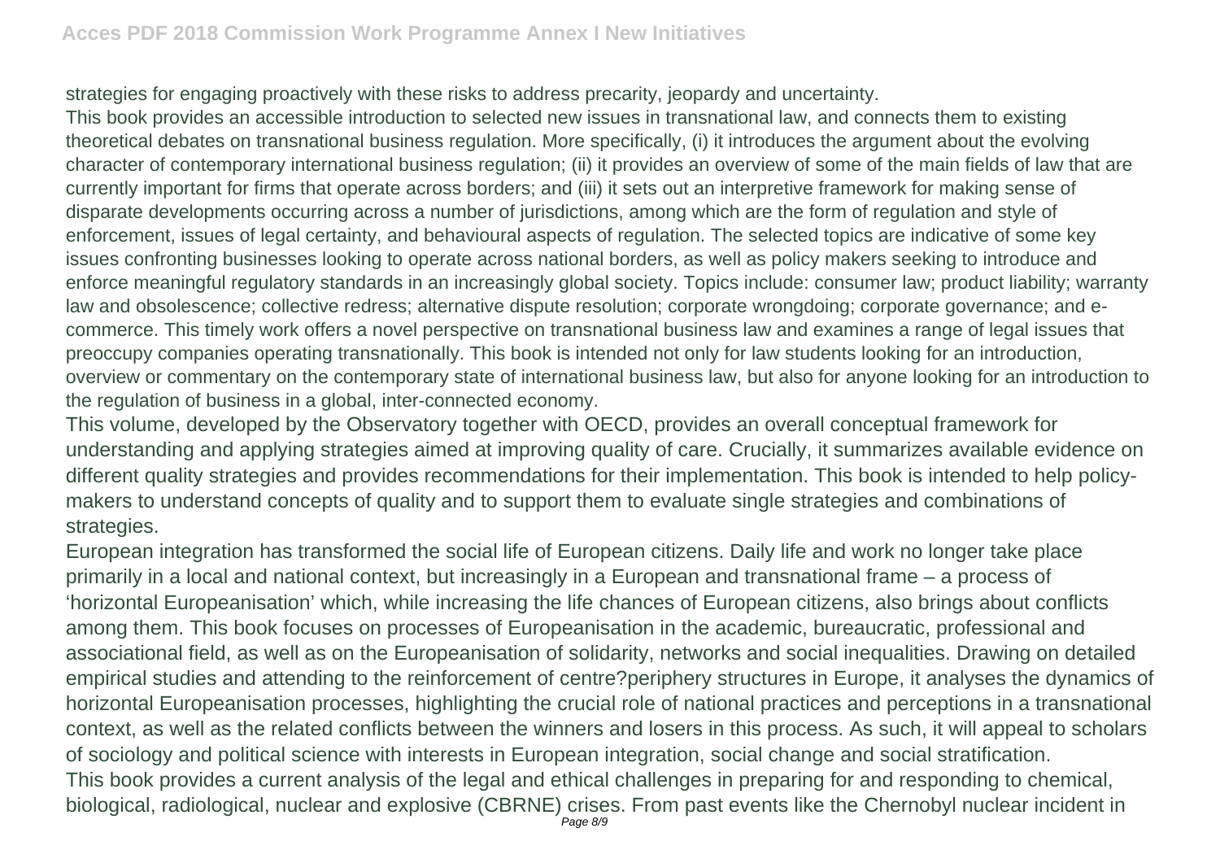strategies for engaging proactively with these risks to address precarity, jeopardy and uncertainty.

This book provides an accessible introduction to selected new issues in transnational law, and connects them to existing theoretical debates on transnational business regulation. More specifically, (i) it introduces the argument about the evolving character of contemporary international business regulation; (ii) it provides an overview of some of the main fields of law that are currently important for firms that operate across borders; and (iii) it sets out an interpretive framework for making sense of disparate developments occurring across a number of jurisdictions, among which are the form of regulation and style of enforcement, issues of legal certainty, and behavioural aspects of regulation. The selected topics are indicative of some key issues confronting businesses looking to operate across national borders, as well as policy makers seeking to introduce and enforce meaningful regulatory standards in an increasingly global society. Topics include: consumer law; product liability; warranty law and obsolescence; collective redress; alternative dispute resolution; corporate wrongdoing; corporate governance; and e-commerce. This timely work offers a novel perspective on transnational business law and examines a range of legal issues that preoccupy companies operating transnationally. This book is intended not only for law students looking for an introduction, overview or commentary on the contemporary state of international business law, but also for anyone looking for an introduction to the regulation of business in a global, inter-connected economy.

This volume, developed by the Observatory together with OECD, provides an overall conceptual framework for understanding and applying strategies aimed at improving quality of care. Crucially, it summarizes available evidence on different quality strategies and provides recommendations for their implementation. This book is intended to help policy-makers to understand concepts of quality and to support them to evaluate single strategies and combinations of strategies.

European integration has transformed the social life of European citizens. Daily life and work no longer take place primarily in a local and national context, but increasingly in a European and transnational frame – a process of 'horizontal Europeanisation' which, while increasing the life chances of European citizens, also brings about conflicts among them. This book focuses on processes of Europeanisation in the academic, bureaucratic, professional and associational field, as well as on the Europeanisation of solidarity, networks and social inequalities. Drawing on detailed empirical studies and attending to the reinforcement of centre?periphery structures in Europe, it analyses the dynamics of horizontal Europeanisation processes, highlighting the crucial role of national practices and perceptions in a transnational context, as well as the related conflicts between the winners and losers in this process. As such, it will appeal to scholars of sociology and political science with interests in European integration, social change and social stratification.

This book provides a current analysis of the legal and ethical challenges in preparing for and responding to chemical, biological, radiological, nuclear and explosive (CBRNE) crises. From past events like the Chernobyl nuclear incident in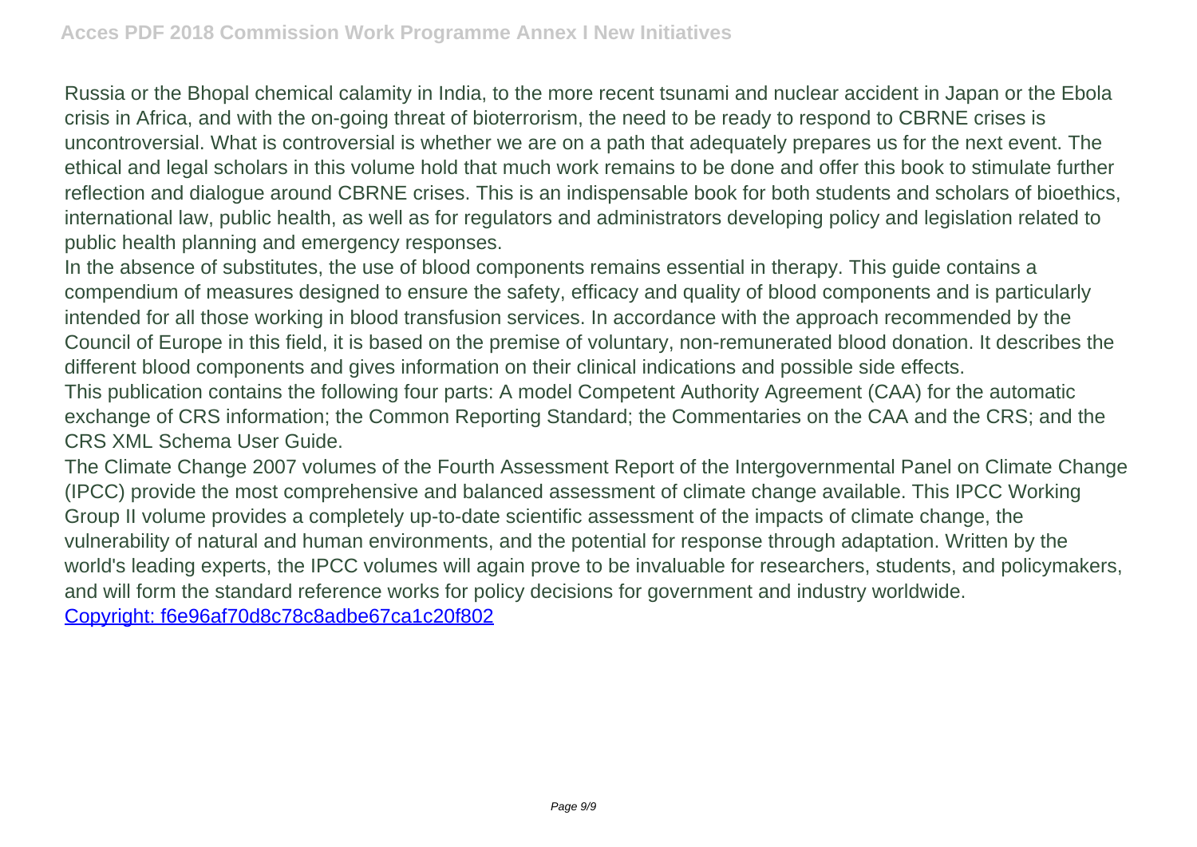Russia or the Bhopal chemical calamity in India, to the more recent tsunami and nuclear accident in Japan or the Ebola crisis in Africa, and with the on-going threat of bioterrorism, the need to be ready to respond to CBRNE crises is uncontroversial. What is controversial is whether we are on a path that adequately prepares us for the next event. The ethical and legal scholars in this volume hold that much work remains to be done and offer this book to stimulate further reflection and dialogue around CBRNE crises. This is an indispensable book for both students and scholars of bioethics, international law, public health, as well as for regulators and administrators developing policy and legislation related to public health planning and emergency responses.

In the absence of substitutes, the use of blood components remains essential in therapy. This guide contains a compendium of measures designed to ensure the safety, efficacy and quality of blood components and is particularly intended for all those working in blood transfusion services. In accordance with the approach recommended by the Council of Europe in this field, it is based on the premise of voluntary, non-remunerated blood donation. It describes the different blood components and gives information on their clinical indications and possible side effects.

This publication contains the following four parts: A model Competent Authority Agreement (CAA) for the automatic exchange of CRS information; the Common Reporting Standard; the Commentaries on the CAA and the CRS; and the CRS XML Schema User Guide.

The Climate Change 2007 volumes of the Fourth Assessment Report of the Intergovernmental Panel on Climate Change (IPCC) provide the most comprehensive and balanced assessment of climate change available. This IPCC Working Group II volume provides a completely up-to-date scientific assessment of the impacts of climate change, the vulnerability of natural and human environments, and the potential for response through adaptation. Written by the world's leading experts, the IPCC volumes will again prove to be invaluable for researchers, students, and policymakers, and will form the standard reference works for policy decisions for government and industry worldwide.

Copyright: f6e96af70d8c78c8adbe67ca1c20f802